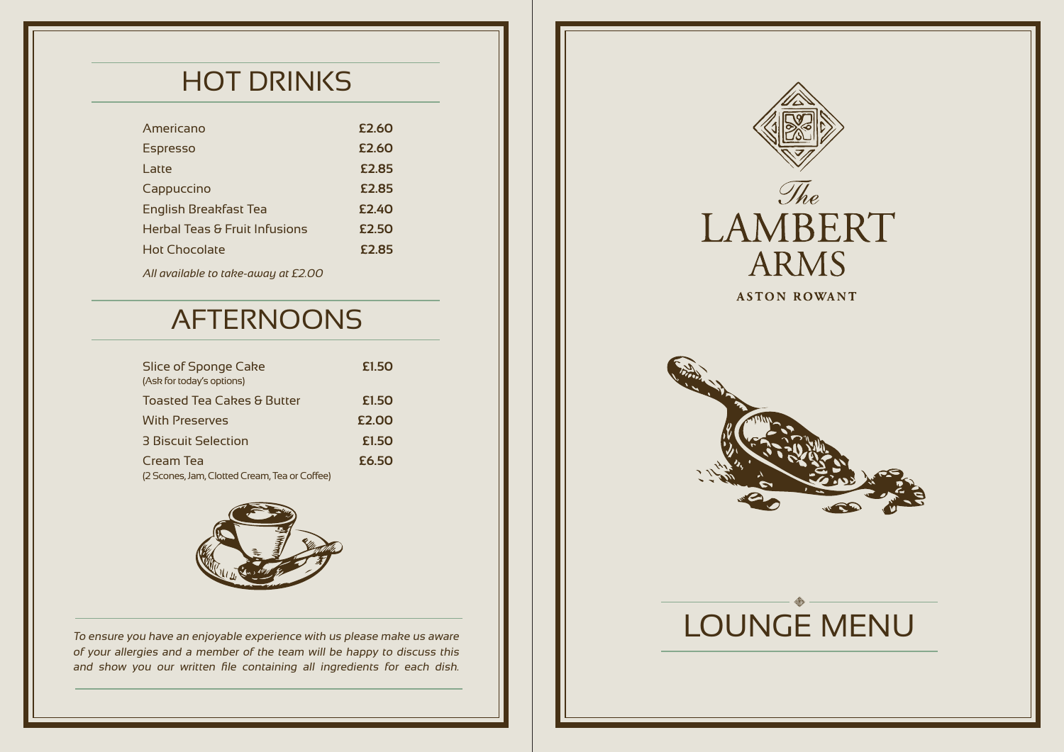# HOT DRINKS

| Item | Price |
|---|---|
| Americano | £2.60 |
| Espresso | £2.60 |
| Latte | £2.85 |
| Cappuccino | £2.85 |
| English Breakfast Tea | £2.40 |
| Herbal Teas & Fruit Infusions | £2.50 |
| Hot Chocolate | £2.85 |

*All available to take-away at £2.00*

# AFTERNOONS

| Item | Price |
|---|---|
| Slice of Sponge Cake (Ask for today's options) | £1.50 |
| Toasted Tea Cakes & Butter | £1.50 |
| With Preserves | £2.00 |
| 3 Biscuit Selection | £1.50 |
| Cream Tea (2 Scones, Jam, Clotted Cream, Tea or Coffee) | £6.50 |

*To ensure you have an enjoyable experience with us please make us aware of your allergies and a member of the team will be happy to discuss this and show you our written file containing all ingredients for each dish.*

*The*
# LAMBERT ARMS
**ASTON ROWANT**

# LOUNGE MENU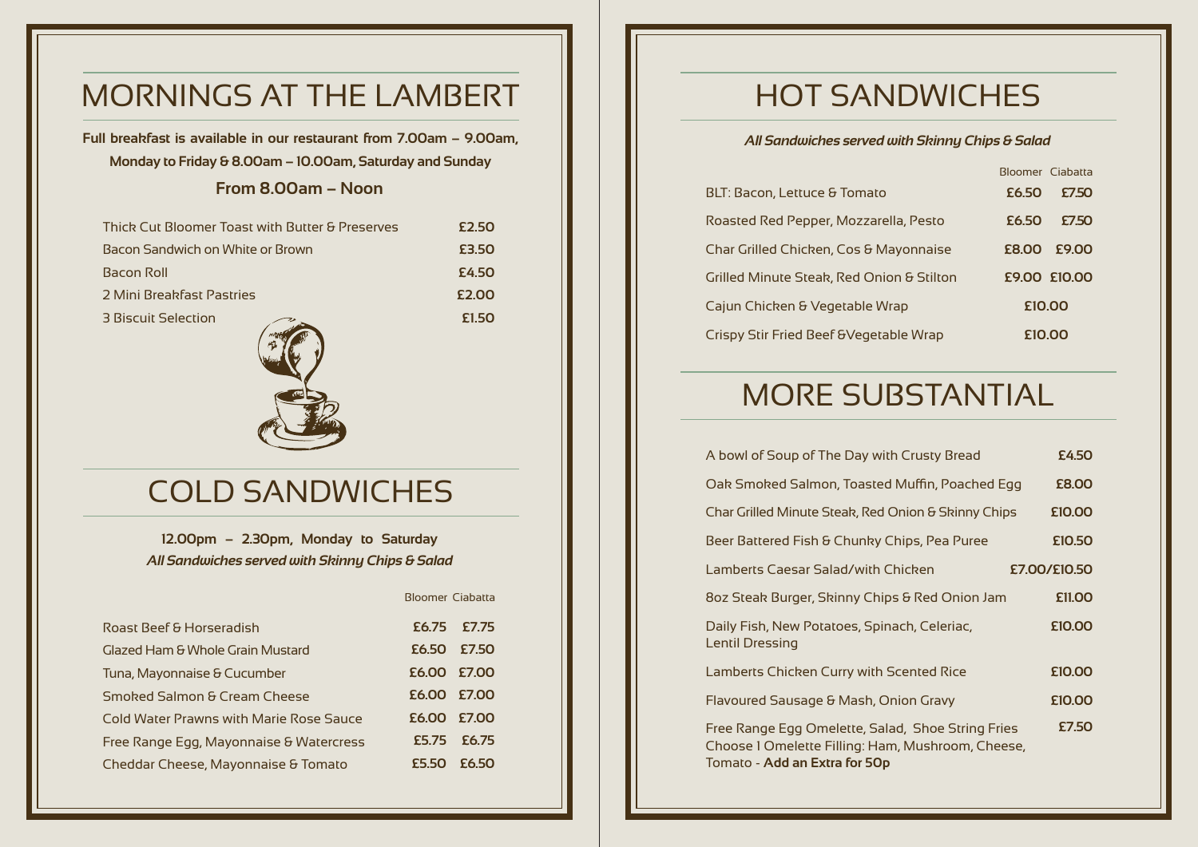# MORNINGS AT THE LAMBERT

**Full breakfast is available in our restaurant from 7.00am – 9.00am, Monday to Friday & 8.00am – 10.00am, Saturday and Sunday**

**From 8.00am – Noon**

| | |
|---|---|
| Thick Cut Bloomer Toast with Butter & Preserves | **£2.50** |
| Bacon Sandwich on White or Brown | **£3.50** |
| Bacon Roll | **£4.50** |
| 2 Mini Breakfast Pastries | **£2.00** |
| 3 Biscuit Selection | **£1.50** |

# COLD SANDWICHES

**12.00pm – 2.30pm, Monday to Saturday**

***All Sandwiches served with Skinny Chips & Salad***

| | Bloomer | Ciabatta |
|---|---|---|
| Roast Beef & Horseradish | **£6.75** | **£7.75** |
| Glazed Ham & Whole Grain Mustard | **£6.50** | **£7.50** |
| Tuna, Mayonnaise & Cucumber | **£6.00** | **£7.00** |
| Smoked Salmon & Cream Cheese | **£6.00** | **£7.00** |
| Cold Water Prawns with Marie Rose Sauce | **£6.00** | **£7.00** |
| Free Range Egg, Mayonnaise & Watercress | **£5.75** | **£6.75** |
| Cheddar Cheese, Mayonnaise & Tomato | **£5.50** | **£6.50** |

# HOT SANDWICHES

***All Sandwiches served with Skinny Chips & Salad***

| | Bloomer | Ciabatta |
|---|---|---|
| BLT: Bacon, Lettuce & Tomato | **£6.50** | **£7.50** |
| Roasted Red Pepper, Mozzarella, Pesto | **£6.50** | **£7.50** |
| Char Grilled Chicken, Cos & Mayonnaise | **£8.00** | **£9.00** |
| Grilled Minute Steak, Red Onion & Stilton | **£9.00** | **£10.00** |
| Cajun Chicken & Vegetable Wrap | **£10.00** | |
| Crispy Stir Fried Beef & Vegetable Wrap | **£10.00** | |

# MORE SUBSTANTIAL

| | |
|---|---|
| A bowl of Soup of The Day with Crusty Bread | **£4.50** |
| Oak Smoked Salmon, Toasted Muffin, Poached Egg | **£8.00** |
| Char Grilled Minute Steak, Red Onion & Skinny Chips | **£10.00** |
| Beer Battered Fish & Chunky Chips, Pea Puree | **£10.50** |
| Lamberts Caesar Salad/with Chicken | **£7.00/£10.50** |
| 8oz Steak Burger, Skinny Chips & Red Onion Jam | **£11.00** |
| Daily Fish, New Potatoes, Spinach, Celeriac, Lentil Dressing | **£10.00** |
| Lamberts Chicken Curry with Scented Rice | **£10.00** |
| Flavoured Sausage & Mash, Onion Gravy | **£10.00** |
| Free Range Egg Omelette, Salad, Shoe String Fries Choose 1 Omelette Filling: Ham, Mushroom, Cheese, Tomato - **Add an Extra for 50p** | **£7.50** |